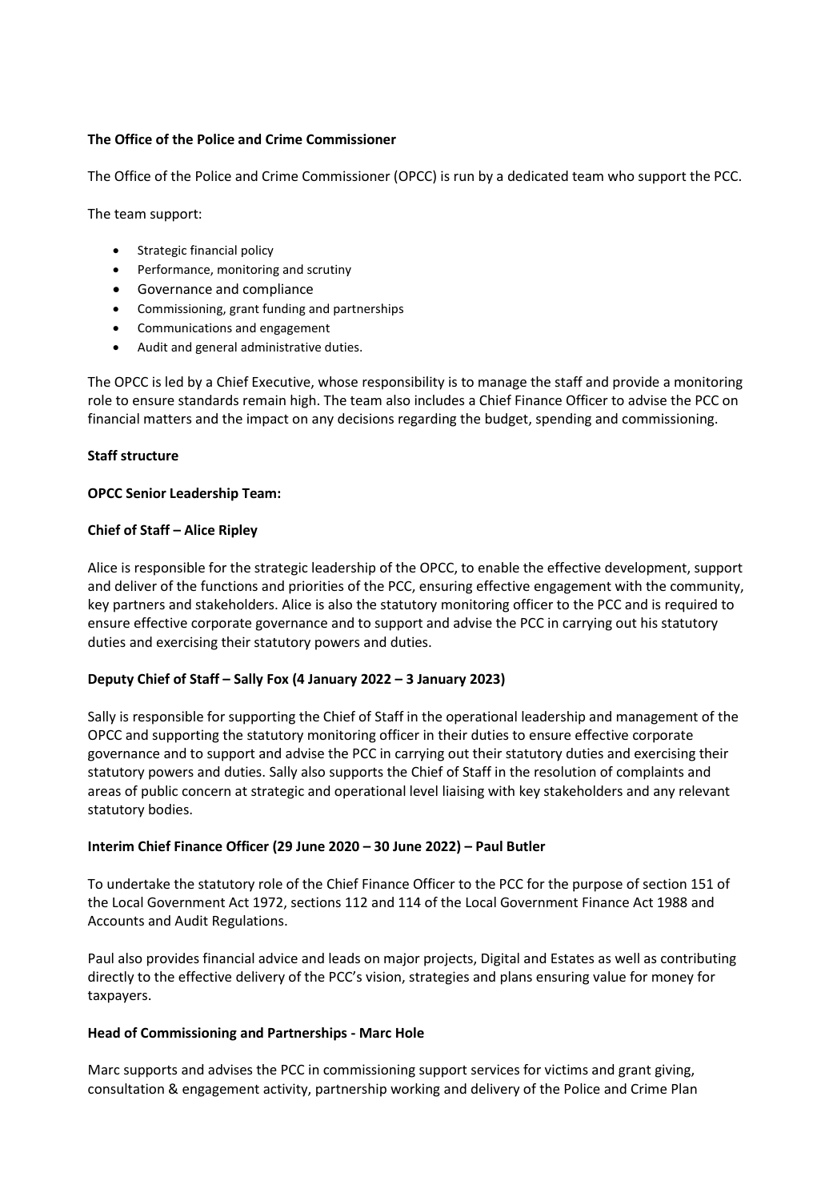**The Office of the Police and Crime Commissioner**

The Office of the Police and Crime Commissioner (OPCC) is run by a dedicated team who support the PCC.

The team support:

- Strategic financial policy
- Performance, monitoring and scrutiny
- Governance and compliance
- Commissioning, grant funding and partnerships
- Communications and engagement
- Audit and general administrative duties.

The OPCC is led by a Chief Executive, whose responsibility is to manage the staff and provide a monitoring role to ensure standards remain high. The team also includes a Chief Finance Officer to advise the PCC on financial matters and the impact on any decisions regarding the budget, spending and commissioning.

**Staff structure**

**OPCC Senior Leadership Team:**

**Chief of Staff – Alice Ripley**

Alice is responsible for the strategic leadership of the OPCC, to enable the effective development, support and deliver of the functions and priorities of the PCC, ensuring effective engagement with the community, key partners and stakeholders. Alice is also the statutory monitoring officer to the PCC and is required to ensure effective corporate governance and to support and advise the PCC in carrying out his statutory duties and exercising their statutory powers and duties.

**Deputy Chief of Staff – Sally Fox (4 January 2022 – 3 January 2023)**

Sally is responsible for supporting the Chief of Staff in the operational leadership and management of the OPCC and supporting the statutory monitoring officer in their duties to ensure effective corporate governance and to support and advise the PCC in carrying out their statutory duties and exercising their statutory powers and duties. Sally also supports the Chief of Staff in the resolution of complaints and areas of public concern at strategic and operational level liaising with key stakeholders and any relevant statutory bodies.

**Interim Chief Finance Officer (29 June 2020 – 30 June 2022) – Paul Butler**

To undertake the statutory role of the Chief Finance Officer to the PCC for the purpose of section 151 of the Local Government Act 1972, sections 112 and 114 of the Local Government Finance Act 1988 and Accounts and Audit Regulations.

Paul also provides financial advice and leads on major projects, Digital and Estates as well as contributing directly to the effective delivery of the PCC's vision, strategies and plans ensuring value for money for taxpayers.

**Head of Commissioning and Partnerships - Marc Hole**

Marc supports and advises the PCC in commissioning support services for victims and grant giving, consultation & engagement activity, partnership working and delivery of the Police and Crime Plan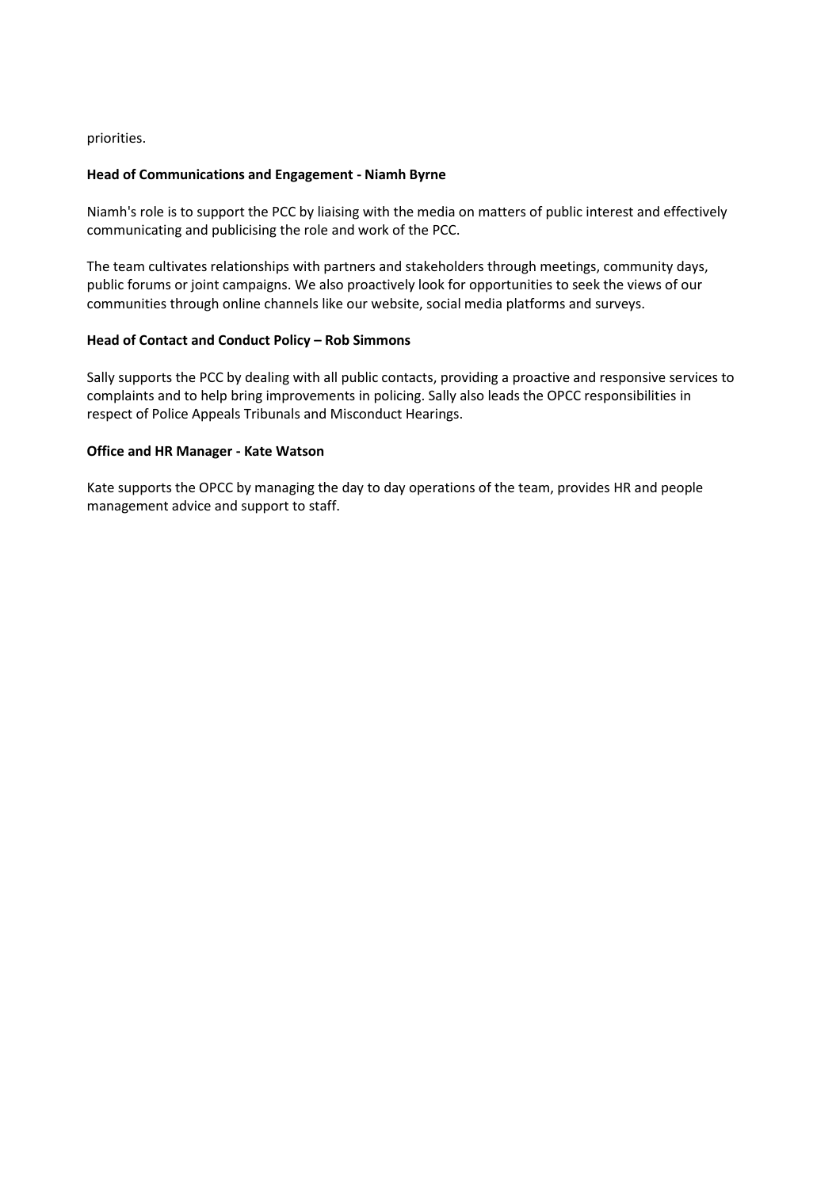priorities.

**Head of Communications and Engagement - Niamh Byrne**

Niamh's role is to support the PCC by liaising with the media on matters of public interest and effectively communicating and publicising the role and work of the PCC.

The team cultivates relationships with partners and stakeholders through meetings, community days, public forums or joint campaigns. We also proactively look for opportunities to seek the views of our communities through online channels like our website, social media platforms and surveys.

**Head of Contact and Conduct Policy – Rob Simmons**

Sally supports the PCC by dealing with all public contacts, providing a proactive and responsive services to complaints and to help bring improvements in policing. Sally also leads the OPCC responsibilities in respect of Police Appeals Tribunals and Misconduct Hearings.

**Office and HR Manager - Kate Watson**

Kate supports the OPCC by managing the day to day operations of the team, provides HR and people management advice and support to staff.